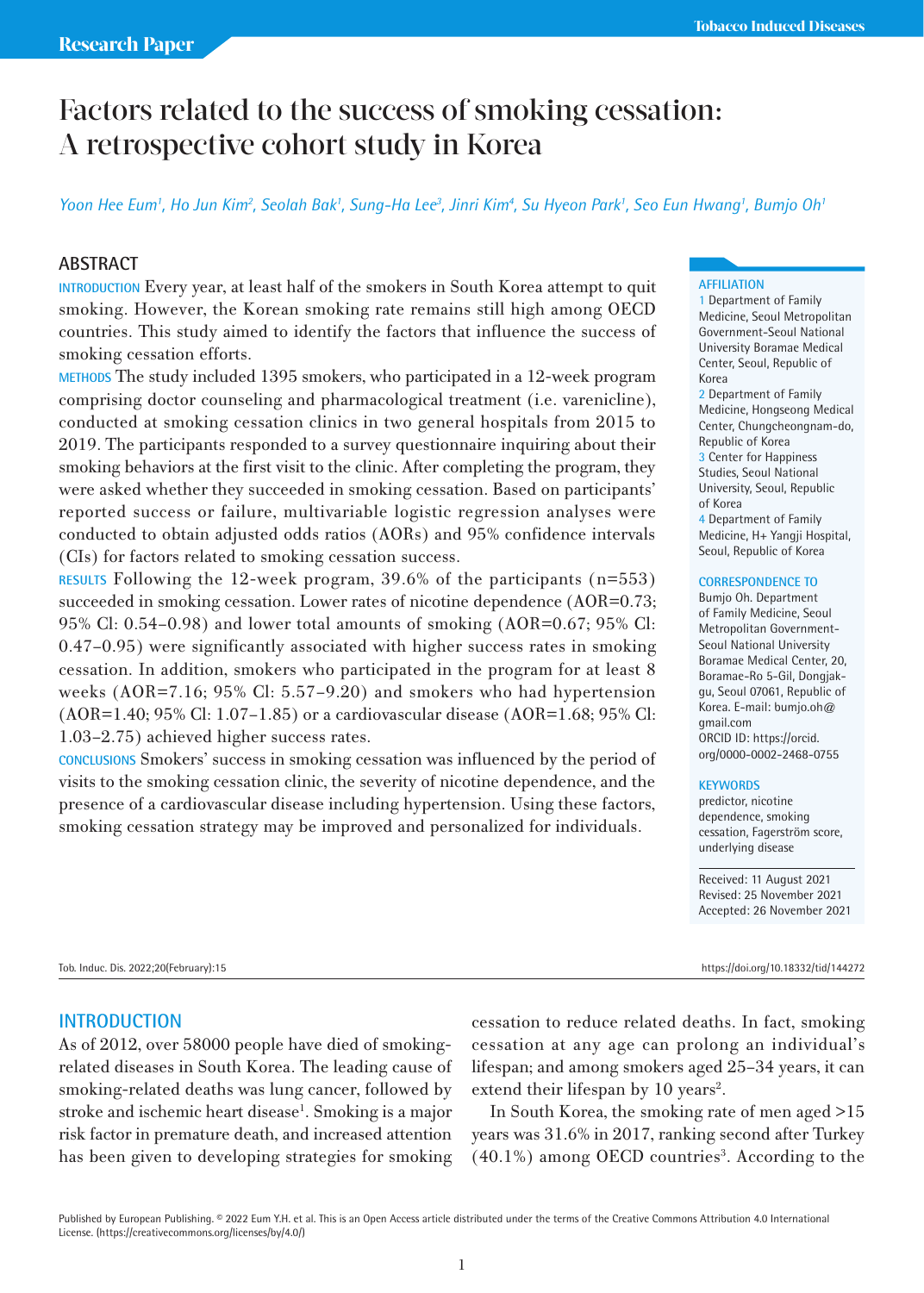Research Paper

# Factors related to the success of smoking cessation: A retrospective cohort study in Korea

*Yoon Hee Eum[1], Ho Jun Kim[2], Seolah Bak[1], Sung-Ha Lee[3], Jinri Kim[4], Su Hyeon Park[1], Seo Eun Hwang[1], Bumjo Oh[1]*

## ABSTRACT

**INTRODUCTION** Every year, at least half of the smokers in South Korea attempt to quit smoking. However, the Korean smoking rate remains still high among OECD countries. This study aimed to identify the factors that influence the success of smoking cessation efforts.

**METHODS** The study included 1395 smokers, who participated in a 12-week program comprising doctor counseling and pharmacological treatment (i.e. varenicline), conducted at smoking cessation clinics in two general hospitals from 2015 to 2019. The participants responded to a survey questionnaire inquiring about their smoking behaviors at the first visit to the clinic. After completing the program, they were asked whether they succeeded in smoking cessation. Based on participants' reported success or failure, multivariable logistic regression analyses were conducted to obtain adjusted odds ratios (AORs) and 95% confidence intervals (CIs) for factors related to smoking cessation success.

**RESULTS** Following the 12-week program, 39.6% of the participants (n=553) succeeded in smoking cessation. Lower rates of nicotine dependence (AOR=0.73; 95% CI: 0.54–0.98) and lower total amounts of smoking (AOR=0.67; 95% CI: 0.47–0.95) were significantly associated with higher success rates in smoking cessation. In addition, smokers who participated in the program for at least 8 weeks (AOR=7.16; 95% CI: 5.57–9.20) and smokers who had hypertension (AOR=1.40; 95% CI: 1.07–1.85) or a cardiovascular disease (AOR=1.68; 95% CI: 1.03–2.75) achieved higher success rates.

**CONCLUSIONS** Smokers' success in smoking cessation was influenced by the period of visits to the smoking cessation clinic, the severity of nicotine dependence, and the presence of a cardiovascular disease including hypertension. Using these factors, smoking cessation strategy may be improved and personalized for individuals.

**AFFILIATION**

1 Department of Family Medicine, Seoul Metropolitan Government-Seoul National University Boramae Medical Center, Seoul, Republic of Korea

2 Department of Family Medicine, Hongseong Medical Center, Chungcheongnam-do, Republic of Korea

3 Center for Happiness Studies, Seoul National University, Seoul, Republic of Korea

4 Department of Family Medicine, H+ Yangji Hospital, Seoul, Republic of Korea

**CORRESPONDENCE TO**

Bumjo Oh. Department of Family Medicine, Seoul Metropolitan Government-Seoul National University Boramae Medical Center, 20, Boramae-Ro 5-Gil, Dongjak-gu, Seoul 07061, Republic of Korea. E-mail: bumjo.oh@gmail.com

ORCID ID: https://orcid.org/0000-0002-2468-0755

**KEYWORDS**

predictor, nicotine dependence, smoking cessation, Fagerström score, underlying disease

Received: 11 August 2021
Revised: 25 November 2021
Accepted: 26 November 2021

## INTRODUCTION

As of 2012, over 58000 people have died of smoking-related diseases in South Korea. The leading cause of smoking-related deaths was lung cancer, followed by stroke and ischemic heart disease[1]. Smoking is a major risk factor in premature death, and increased attention has been given to developing strategies for smoking cessation to reduce related deaths. In fact, smoking cessation at any age can prolong an individual's lifespan; and among smokers aged 25–34 years, it can extend their lifespan by 10 years[2].

In South Korea, the smoking rate of men aged >15 years was 31.6% in 2017, ranking second after Turkey (40.1%) among OECD countries[3]. According to the

Published by European Publishing. © 2022 Eum Y.H. et al. This is an Open Access article distributed under the terms of the Creative Commons Attribution 4.0 International License. (https://creativecommons.org/licenses/by/4.0/)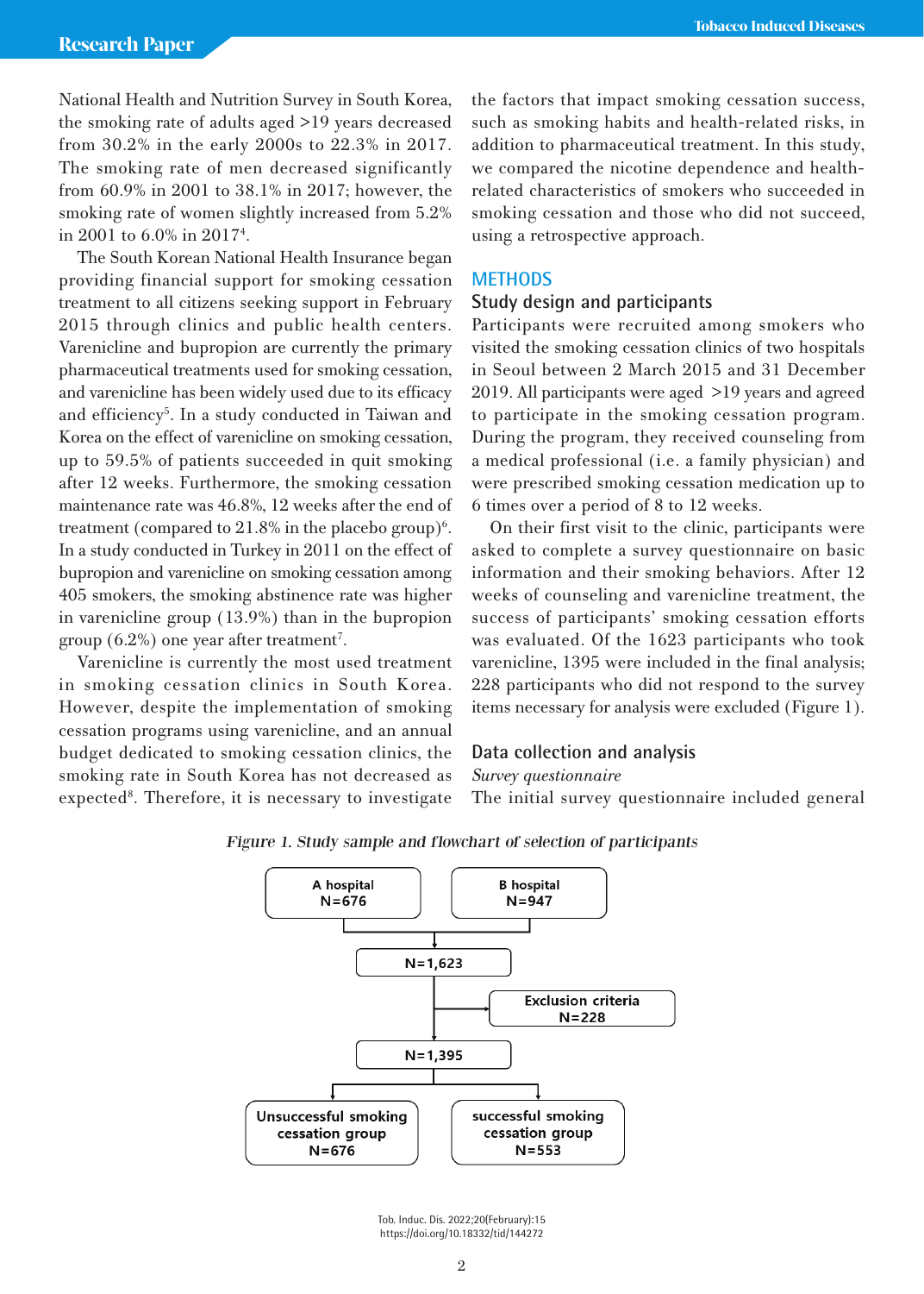National Health and Nutrition Survey in South Korea, the smoking rate of adults aged >19 years decreased from 30.2% in the early 2000s to 22.3% in 2017. The smoking rate of men decreased significantly from 60.9% in 2001 to 38.1% in 2017; however, the smoking rate of women slightly increased from 5.2% in 2001 to 6.0% in 2017[4].

The South Korean National Health Insurance began providing financial support for smoking cessation treatment to all citizens seeking support in February 2015 through clinics and public health centers. Varenicline and bupropion are currently the primary pharmaceutical treatments used for smoking cessation, and varenicline has been widely used due to its efficacy and efficiency[5]. In a study conducted in Taiwan and Korea on the effect of varenicline on smoking cessation, up to 59.5% of patients succeeded in quit smoking after 12 weeks. Furthermore, the smoking cessation maintenance rate was 46.8%, 12 weeks after the end of treatment (compared to 21.8% in the placebo group)[6]. In a study conducted in Turkey in 2011 on the effect of bupropion and varenicline on smoking cessation among 405 smokers, the smoking abstinence rate was higher in varenicline group (13.9%) than in the bupropion group (6.2%) one year after treatment[7].

Varenicline is currently the most used treatment in smoking cessation clinics in South Korea. However, despite the implementation of smoking cessation programs using varenicline, and an annual budget dedicated to smoking cessation clinics, the smoking rate in South Korea has not decreased as expected[8]. Therefore, it is necessary to investigate the factors that impact smoking cessation success, such as smoking habits and health-related risks, in addition to pharmaceutical treatment. In this study, we compared the nicotine dependence and health-related characteristics of smokers who succeeded in smoking cessation and those who did not succeed, using a retrospective approach.

## METHODS

### Study design and participants

Participants were recruited among smokers who visited the smoking cessation clinics of two hospitals in Seoul between 2 March 2015 and 31 December 2019. All participants were aged >19 years and agreed to participate in the smoking cessation program. During the program, they received counseling from a medical professional (i.e. a family physician) and were prescribed smoking cessation medication up to 6 times over a period of 8 to 12 weeks.

On their first visit to the clinic, participants were asked to complete a survey questionnaire on basic information and their smoking behaviors. After 12 weeks of counseling and varenicline treatment, the success of participants' smoking cessation efforts was evaluated. Of the 1623 participants who took varenicline, 1395 were included in the final analysis; 228 participants who did not respond to the survey items necessary for analysis were excluded (Figure 1).

### Data collection and analysis

*Survey questionnaire*

The initial survey questionnaire included general

*Figure 1. Study sample and flowchart of selection of participants*

A hospital N=676 | B hospital N=947 → N=1,623 → Exclusion criteria N=228 → N=1,395 → Unsuccessful smoking cessation group N=676 | successful smoking cessation group N=553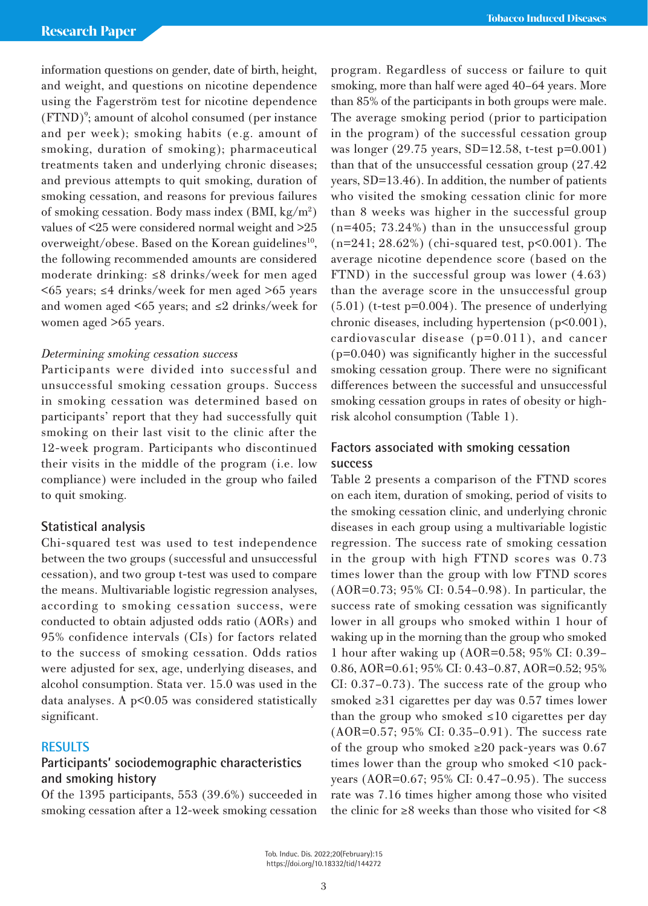information questions on gender, date of birth, height, and weight, and questions on nicotine dependence using the Fagerström test for nicotine dependence (FTND)[9]; amount of alcohol consumed (per instance and per week); smoking habits (e.g. amount of smoking, duration of smoking); pharmaceutical treatments taken and underlying chronic diseases; and previous attempts to quit smoking, duration of smoking cessation, and reasons for previous failures of smoking cessation. Body mass index (BMI, $kg/m^2$) values of <25 were considered normal weight and >25 overweight/obese. Based on the Korean guidelines[10], the following recommended amounts are considered moderate drinking: ≤8 drinks/week for men aged <65 years; ≤4 drinks/week for men aged >65 years and women aged <65 years; and ≤2 drinks/week for women aged >65 years.

*Determining smoking cessation success*

Participants were divided into successful and unsuccessful smoking cessation groups. Success in smoking cessation was determined based on participants' report that they had successfully quit smoking on their last visit to the clinic after the 12-week program. Participants who discontinued their visits in the middle of the program (i.e. low compliance) were included in the group who failed to quit smoking.

## Statistical analysis

Chi-squared test was used to test independence between the two groups (successful and unsuccessful cessation), and two group t-test was used to compare the means. Multivariable logistic regression analyses, according to smoking cessation success, were conducted to obtain adjusted odds ratio (AORs) and 95% confidence intervals (CIs) for factors related to the success of smoking cessation. Odds ratios were adjusted for sex, age, underlying diseases, and alcohol consumption. Stata ver. 15.0 was used in the data analyses. A $p<0.05$ was considered statistically significant.

# RESULTS

## Participants' sociodemographic characteristics and smoking history

Of the 1395 participants, 553 (39.6%) succeeded in smoking cessation after a 12-week smoking cessation program. Regardless of success or failure to quit smoking, more than half were aged 40–64 years. More than 85% of the participants in both groups were male. The average smoking period (prior to participation in the program) of the successful cessation group was longer (29.75 years, SD=12.58, t-test p=0.001) than that of the unsuccessful cessation group (27.42 years, SD=13.46). In addition, the number of patients who visited the smoking cessation clinic for more than 8 weeks was higher in the successful group (n=405; 73.24%) than in the unsuccessful group (n=241; 28.62%) (chi-squared test, p<0.001). The average nicotine dependence score (based on the FTND) in the successful group was lower (4.63) than the average score in the unsuccessful group (5.01) (t-test p=0.004). The presence of underlying chronic diseases, including hypertension (p<0.001), cardiovascular disease (p=0.011), and cancer (p=0.040) was significantly higher in the successful smoking cessation group. There were no significant differences between the successful and unsuccessful smoking cessation groups in rates of obesity or high-risk alcohol consumption (Table 1).

## Factors associated with smoking cessation success

Table 2 presents a comparison of the FTND scores on each item, duration of smoking, period of visits to the smoking cessation clinic, and underlying chronic diseases in each group using a multivariable logistic regression. The success rate of smoking cessation in the group with high FTND scores was 0.73 times lower than the group with low FTND scores (AOR=0.73; 95% CI: 0.54–0.98). In particular, the success rate of smoking cessation was significantly lower in all groups who smoked within 1 hour of waking up in the morning than the group who smoked 1 hour after waking up (AOR=0.58; 95% CI: 0.39–0.86, AOR=0.61; 95% CI: 0.43–0.87, AOR=0.52; 95% CI: 0.37–0.73). The success rate of the group who smoked ≥31 cigarettes per day was 0.57 times lower than the group who smoked ≤10 cigarettes per day (AOR=0.57; 95% CI: 0.35–0.91). The success rate of the group who smoked ≥20 pack-years was 0.67 times lower than the group who smoked <10 pack-years (AOR=0.67; 95% CI: 0.47–0.95). The success rate was 7.16 times higher among those who visited the clinic for ≥8 weeks than those who visited for <8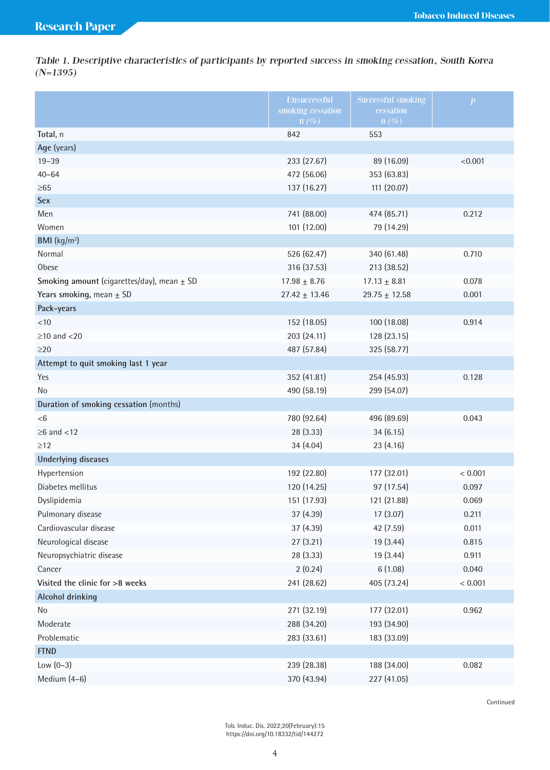*Table 1. Descriptive characteristics of participants by reported success in smoking cessation, South Korea (N=1395)*

| | Unsuccessful smoking cessation n (%) | Successful smoking cessation n (%) | *p* |
|---|---|---|---|
| **Total**, n | 842 | 553 | |
| **Age** (years) | | | |
| 19–39 | 233 (27.67) | 89 (16.09) | <0.001 |
| 40–64 | 472 (56.06) | 353 (63.83) | |
| ≥65 | 137 (16.27) | 111 (20.07) | |
| **Sex** | | | |
| Men | 741 (88.00) | 474 (85.71) | 0.212 |
| Women | 101 (12.00) | 79 (14.29) | |
| **BMI** ($kg/m^2$) | | | |
| Normal | 526 (62.47) | 340 (61.48) | 0.710 |
| Obese | 316 (37.53) | 213 (38.52) | |
| **Smoking amount** (cigarettes/day), mean ± SD | 17.98 ± 8.76 | 17.13 ± 8.81 | 0.078 |
| **Years smoking**, mean ± SD | 27.42 ± 13.46 | 29.75 ± 12.58 | 0.001 |
| **Pack-years** | | | |
| <10 | 152 (18.05) | 100 (18.08) | 0.914 |
| ≥10 and <20 | 203 (24.11) | 128 (23.15) | |
| ≥20 | 487 (57.84) | 325 (58.77) | |
| **Attempt to quit smoking last 1 year** | | | |
| Yes | 352 (41.81) | 254 (45.93) | 0.128 |
| No | 490 (58.19) | 299 (54.07) | |
| **Duration of smoking cessation** (months) | | | |
| <6 | 780 (92.64) | 496 (89.69) | 0.043 |
| ≥6 and <12 | 28 (3.33) | 34 (6.15) | |
| ≥12 | 34 (4.04) | 23 (4.16) | |
| **Underlying diseases** | | | |
| Hypertension | 192 (22.80) | 177 (32.01) | < 0.001 |
| Diabetes mellitus | 120 (14.25) | 97 (17.54) | 0.097 |
| Dyslipidemia | 151 (17.93) | 121 (21.88) | 0.069 |
| Pulmonary disease | 37 (4.39) | 17 (3.07) | 0.211 |
| Cardiovascular disease | 37 (4.39) | 42 (7.59) | 0.011 |
| Neurological disease | 27 (3.21) | 19 (3.44) | 0.815 |
| Neuropsychiatric disease | 28 (3.33) | 19 (3.44) | 0.911 |
| Cancer | 2 (0.24) | 6 (1.08) | 0.040 |
| **Visited the clinic for >8 weeks** | 241 (28.62) | 405 (73.24) | < 0.001 |
| **Alcohol drinking** | | | |
| No | 271 (32.19) | 177 (32.01) | 0.962 |
| Moderate | 288 (34.20) | 193 (34.90) | |
| Problematic | 283 (33.61) | 183 (33.09) | |
| **FTND** | | | |
| Low (0–3) | 239 (28.38) | 188 (34.00) | 0.082 |
| Medium (4–6) | 370 (43.94) | 227 (41.05) | |

Continued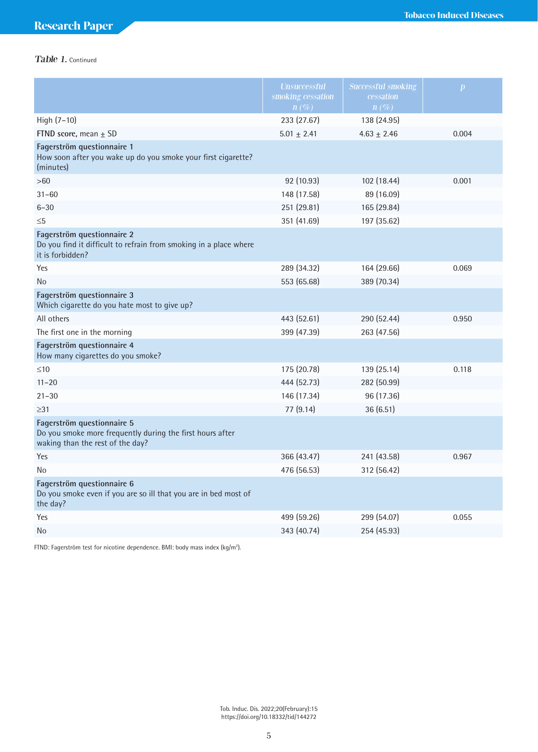*Table 1.* Continued

| | Unsuccessful smoking cessation n (%) | Successful smoking cessation n (%) | p |
|---|---|---|---|
| High (7–10) | 233 (27.67) | 138 (24.95) | |
| **FTND score**, mean ± SD | 5.01 ± 2.41 | 4.63 ± 2.46 | 0.004 |
| **Fagerström questionnaire 1** How soon after you wake up do you smoke your first cigarette? (minutes) | | | |
| >60 | 92 (10.93) | 102 (18.44) | 0.001 |
| 31–60 | 148 (17.58) | 89 (16.09) | |
| 6–30 | 251 (29.81) | 165 (29.84) | |
| ≤5 | 351 (41.69) | 197 (35.62) | |
| **Fagerström questionnaire 2** Do you find it difficult to refrain from smoking in a place where it is forbidden? | | | |
| Yes | 289 (34.32) | 164 (29.66) | 0.069 |
| No | 553 (65.68) | 389 (70.34) | |
| **Fagerström questionnaire 3** Which cigarette do you hate most to give up? | | | |
| All others | 443 (52.61) | 290 (52.44) | 0.950 |
| The first one in the morning | 399 (47.39) | 263 (47.56) | |
| **Fagerström questionnaire 4** How many cigarettes do you smoke? | | | |
| ≤10 | 175 (20.78) | 139 (25.14) | 0.118 |
| 11–20 | 444 (52.73) | 282 (50.99) | |
| 21–30 | 146 (17.34) | 96 (17.36) | |
| ≥31 | 77 (9.14) | 36 (6.51) | |
| **Fagerström questionnaire 5** Do you smoke more frequently during the first hours after waking than the rest of the day? | | | |
| Yes | 366 (43.47) | 241 (43.58) | 0.967 |
| No | 476 (56.53) | 312 (56.42) | |
| **Fagerström questionnaire 6** Do you smoke even if you are so ill that you are in bed most of the day? | | | |
| Yes | 499 (59.26) | 299 (54.07) | 0.055 |
| No | 343 (40.74) | 254 (45.93) | |

FTND: Fagerström test for nicotine dependence. BMI: body mass index (kg/m$^2$).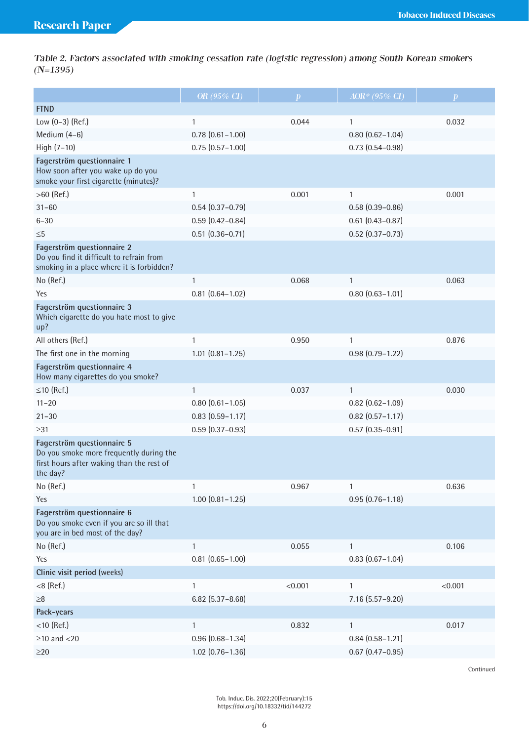*Table 2. Factors associated with smoking cessation rate (logistic regression) among South Korean smokers (N=1395)*

| | OR (95% CI) | p | AOR* (95% CI) | p |
|---|---|---|---|---|
| **FTND** | | | | |
| Low (0–3) (Ref.) | 1 | 0.044 | 1 | 0.032 |
| Medium (4–6) | 0.78 (0.61–1.00) | | 0.80 (0.62–1.04) | |
| High (7–10) | 0.75 (0.57–1.00) | | 0.73 (0.54–0.98) | |
| **Fagerström questionnaire 1** How soon after you wake up do you smoke your first cigarette (minutes)? | | | | |
| >60 (Ref.) | 1 | 0.001 | 1 | 0.001 |
| 31–60 | 0.54 (0.37–0.79) | | 0.58 (0.39–0.86) | |
| 6–30 | 0.59 (0.42–0.84) | | 0.61 (0.43–0.87) | |
| ≤5 | 0.51 (0.36–0.71) | | 0.52 (0.37–0.73) | |
| **Fagerström questionnaire 2** Do you find it difficult to refrain from smoking in a place where it is forbidden? | | | | |
| No (Ref.) | 1 | 0.068 | 1 | 0.063 |
| Yes | 0.81 (0.64–1.02) | | 0.80 (0.63–1.01) | |
| **Fagerström questionnaire 3** Which cigarette do you hate most to give up? | | | | |
| All others (Ref.) | 1 | 0.950 | 1 | 0.876 |
| The first one in the morning | 1.01 (0.81–1.25) | | 0.98 (0.79–1.22) | |
| **Fagerström questionnaire 4** How many cigarettes do you smoke? | | | | |
| ≤10 (Ref.) | 1 | 0.037 | 1 | 0.030 |
| 11–20 | 0.80 (0.61–1.05) | | 0.82 (0.62–1.09) | |
| 21–30 | 0.83 (0.59–1.17) | | 0.82 (0.57–1.17) | |
| ≥31 | 0.59 (0.37–0.93) | | 0.57 (0.35–0.91) | |
| **Fagerström questionnaire 5** Do you smoke more frequently during the first hours after waking than the rest of the day? | | | | |
| No (Ref.) | 1 | 0.967 | 1 | 0.636 |
| Yes | 1.00 (0.81–1.25) | | 0.95 (0.76–1.18) | |
| **Fagerström questionnaire 6** Do you smoke even if you are so ill that you are in bed most of the day? | | | | |
| No (Ref.) | 1 | 0.055 | 1 | 0.106 |
| Yes | 0.81 (0.65–1.00) | | 0.83 (0.67–1.04) | |
| **Clinic visit period** (weeks) | | | | |
| <8 (Ref.) | 1 | <0.001 | 1 | <0.001 |
| ≥8 | 6.82 (5.37–8.68) | | 7.16 (5.57–9.20) | |
| **Pack-years** | | | | |
| <10 (Ref.) | 1 | 0.832 | 1 | 0.017 |
| ≥10 and <20 | 0.96 (0.68–1.34) | | 0.84 (0.58–1.21) | |
| ≥20 | 1.02 (0.76–1.36) | | 0.67 (0.47–0.95) | |

Continued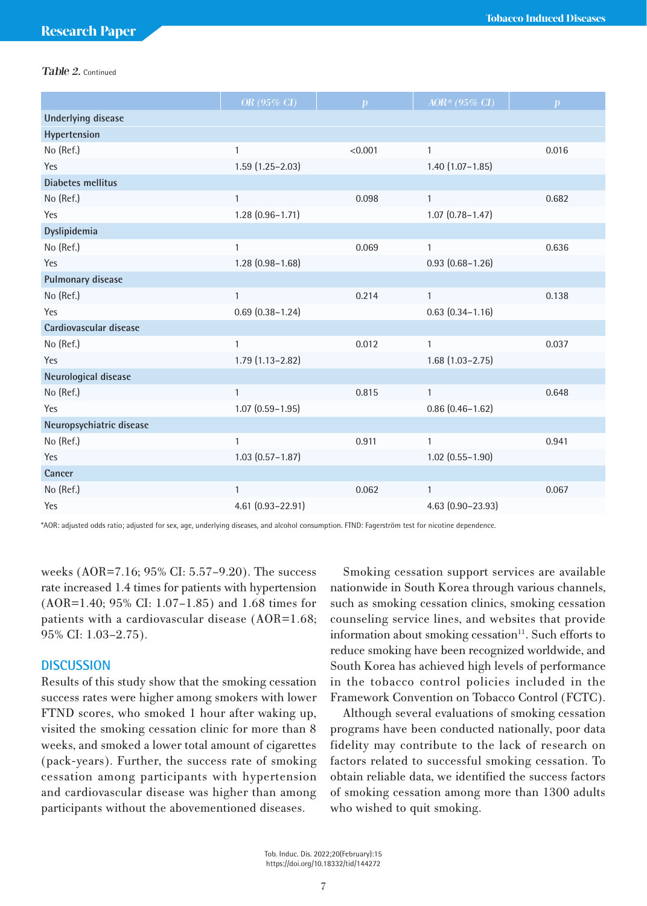*Table 2.* Continued

| | OR (95% CI) | p | AOR* (95% CI) | p |
|---|---|---|---|---|
| **Underlying disease** | | | | |
| **Hypertension** | | | | |
| No (Ref.) | 1 | <0.001 | 1 | 0.016 |
| Yes | 1.59 (1.25–2.03) | | 1.40 (1.07–1.85) | |
| **Diabetes mellitus** | | | | |
| No (Ref.) | 1 | 0.098 | 1 | 0.682 |
| Yes | 1.28 (0.96–1.71) | | 1.07 (0.78–1.47) | |
| **Dyslipidemia** | | | | |
| No (Ref.) | 1 | 0.069 | 1 | 0.636 |
| Yes | 1.28 (0.98–1.68) | | 0.93 (0.68–1.26) | |
| **Pulmonary disease** | | | | |
| No (Ref.) | 1 | 0.214 | 1 | 0.138 |
| Yes | 0.69 (0.38–1.24) | | 0.63 (0.34–1.16) | |
| **Cardiovascular disease** | | | | |
| No (Ref.) | 1 | 0.012 | 1 | 0.037 |
| Yes | 1.79 (1.13–2.82) | | 1.68 (1.03–2.75) | |
| **Neurological disease** | | | | |
| No (Ref.) | 1 | 0.815 | 1 | 0.648 |
| Yes | 1.07 (0.59–1.95) | | 0.86 (0.46–1.62) | |
| **Neuropsychiatric disease** | | | | |
| No (Ref.) | 1 | 0.911 | 1 | 0.941 |
| Yes | 1.03 (0.57–1.87) | | 1.02 (0.55–1.90) | |
| **Cancer** | | | | |
| No (Ref.) | 1 | 0.062 | 1 | 0.067 |
| Yes | 4.61 (0.93–22.91) | | 4.63 (0.90–23.93) | |

*AOR: adjusted odds ratio; adjusted for sex, age, underlying diseases, and alcohol consumption. FTND: Fagerström test for nicotine dependence.

weeks (AOR=7.16; 95% CI: 5.57–9.20). The success rate increased 1.4 times for patients with hypertension (AOR=1.40; 95% CI: 1.07–1.85) and 1.68 times for patients with a cardiovascular disease (AOR=1.68; 95% CI: 1.03–2.75).

## DISCUSSION

Results of this study show that the smoking cessation success rates were higher among smokers with lower FTND scores, who smoked 1 hour after waking up, visited the smoking cessation clinic for more than 8 weeks, and smoked a lower total amount of cigarettes (pack-years). Further, the success rate of smoking cessation among participants with hypertension and cardiovascular disease was higher than among participants without the abovementioned diseases.

Smoking cessation support services are available nationwide in South Korea through various channels, such as smoking cessation clinics, smoking cessation counseling service lines, and websites that provide information about smoking cessation[11]. Such efforts to reduce smoking have been recognized worldwide, and South Korea has achieved high levels of performance in the tobacco control policies included in the Framework Convention on Tobacco Control (FCTC).

Although several evaluations of smoking cessation programs have been conducted nationally, poor data fidelity may contribute to the lack of research on factors related to successful smoking cessation. To obtain reliable data, we identified the success factors of smoking cessation among more than 1300 adults who wished to quit smoking.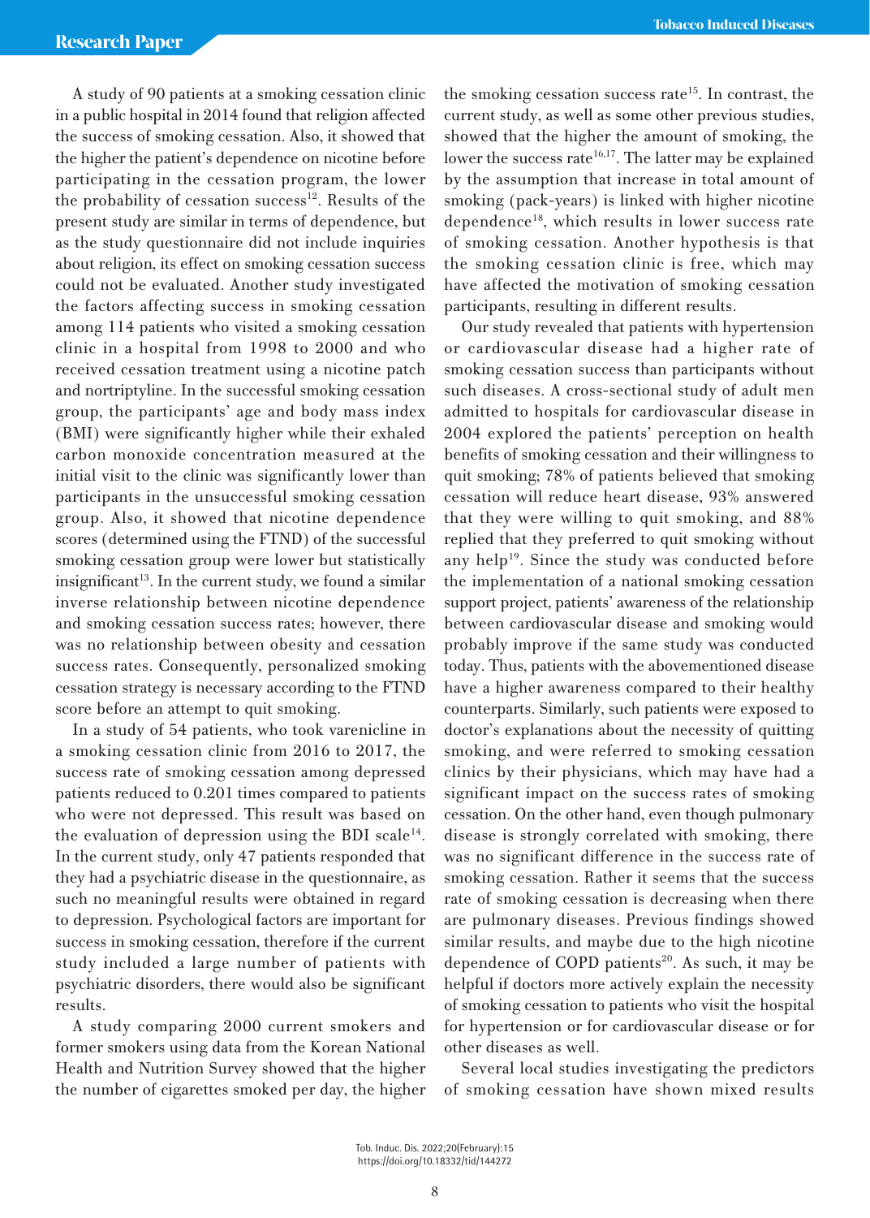A study of 90 patients at a smoking cessation clinic in a public hospital in 2014 found that religion affected the success of smoking cessation. Also, it showed that the higher the patient's dependence on nicotine before participating in the cessation program, the lower the probability of cessation success[12]. Results of the present study are similar in terms of dependence, but as the study questionnaire did not include inquiries about religion, its effect on smoking cessation success could not be evaluated. Another study investigated the factors affecting success in smoking cessation among 114 patients who visited a smoking cessation clinic in a hospital from 1998 to 2000 and who received cessation treatment using a nicotine patch and nortriptyline. In the successful smoking cessation group, the participants' age and body mass index (BMI) were significantly higher while their exhaled carbon monoxide concentration measured at the initial visit to the clinic was significantly lower than participants in the unsuccessful smoking cessation group. Also, it showed that nicotine dependence scores (determined using the FTND) of the successful smoking cessation group were lower but statistically insignificant[13]. In the current study, we found a similar inverse relationship between nicotine dependence and smoking cessation success rates; however, there was no relationship between obesity and cessation success rates. Consequently, personalized smoking cessation strategy is necessary according to the FTND score before an attempt to quit smoking.

In a study of 54 patients, who took varenicline in a smoking cessation clinic from 2016 to 2017, the success rate of smoking cessation among depressed patients reduced to 0.201 times compared to patients who were not depressed. This result was based on the evaluation of depression using the BDI scale[14]. In the current study, only 47 patients responded that they had a psychiatric disease in the questionnaire, as such no meaningful results were obtained in regard to depression. Psychological factors are important for success in smoking cessation, therefore if the current study included a large number of patients with psychiatric disorders, there would also be significant results.

A study comparing 2000 current smokers and former smokers using data from the Korean National Health and Nutrition Survey showed that the higher the number of cigarettes smoked per day, the higher the smoking cessation success rate[15]. In contrast, the current study, as well as some other previous studies, showed that the higher the amount of smoking, the lower the success rate[16,17]. The latter may be explained by the assumption that increase in total amount of smoking (pack-years) is linked with higher nicotine dependence[18], which results in lower success rate of smoking cessation. Another hypothesis is that the smoking cessation clinic is free, which may have affected the motivation of smoking cessation participants, resulting in different results.

Our study revealed that patients with hypertension or cardiovascular disease had a higher rate of smoking cessation success than participants without such diseases. A cross-sectional study of adult men admitted to hospitals for cardiovascular disease in 2004 explored the patients' perception on health benefits of smoking cessation and their willingness to quit smoking; 78% of patients believed that smoking cessation will reduce heart disease, 93% answered that they were willing to quit smoking, and 88% replied that they preferred to quit smoking without any help[19]. Since the study was conducted before the implementation of a national smoking cessation support project, patients' awareness of the relationship between cardiovascular disease and smoking would probably improve if the same study was conducted today. Thus, patients with the abovementioned disease have a higher awareness compared to their healthy counterparts. Similarly, such patients were exposed to doctor's explanations about the necessity of quitting smoking, and were referred to smoking cessation clinics by their physicians, which may have had a significant impact on the success rates of smoking cessation. On the other hand, even though pulmonary disease is strongly correlated with smoking, there was no significant difference in the success rate of smoking cessation. Rather it seems that the success rate of smoking cessation is decreasing when there are pulmonary diseases. Previous findings showed similar results, and maybe due to the high nicotine dependence of COPD patients[20]. As such, it may be helpful if doctors more actively explain the necessity of smoking cessation to patients who visit the hospital for hypertension or for cardiovascular disease or for other diseases as well.

Several local studies investigating the predictors of smoking cessation have shown mixed results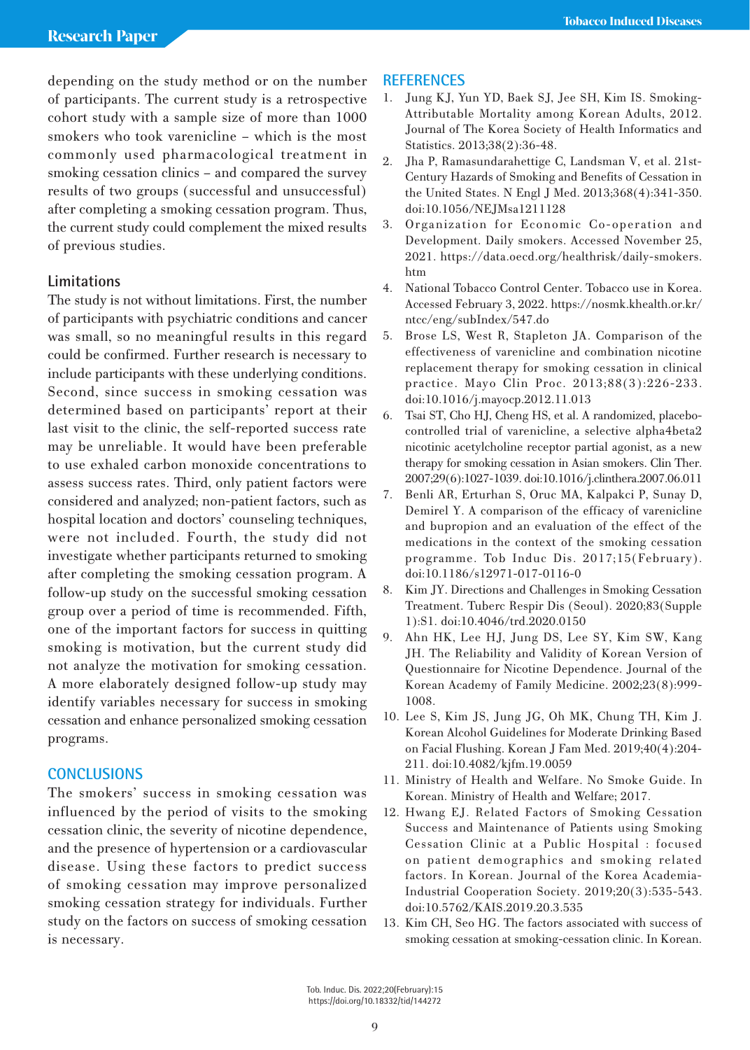depending on the study method or on the number of participants. The current study is a retrospective cohort study with a sample size of more than 1000 smokers who took varenicline – which is the most commonly used pharmacological treatment in smoking cessation clinics – and compared the survey results of two groups (successful and unsuccessful) after completing a smoking cessation program. Thus, the current study could complement the mixed results of previous studies.

### Limitations

The study is not without limitations. First, the number of participants with psychiatric conditions and cancer was small, so no meaningful results in this regard could be confirmed. Further research is necessary to include participants with these underlying conditions. Second, since success in smoking cessation was determined based on participants' report at their last visit to the clinic, the self-reported success rate may be unreliable. It would have been preferable to use exhaled carbon monoxide concentrations to assess success rates. Third, only patient factors were considered and analyzed; non-patient factors, such as hospital location and doctors' counseling techniques, were not included. Fourth, the study did not investigate whether participants returned to smoking after completing the smoking cessation program. A follow-up study on the successful smoking cessation group over a period of time is recommended. Fifth, one of the important factors for success in quitting smoking is motivation, but the current study did not analyze the motivation for smoking cessation. A more elaborately designed follow-up study may identify variables necessary for success in smoking cessation and enhance personalized smoking cessation programs.

## CONCLUSIONS

The smokers' success in smoking cessation was influenced by the period of visits to the smoking cessation clinic, the severity of nicotine dependence, and the presence of hypertension or a cardiovascular disease. Using these factors to predict success of smoking cessation may improve personalized smoking cessation strategy for individuals. Further study on the factors on success of smoking cessation is necessary.

## REFERENCES

1. Jung KJ, Yun YD, Baek SJ, Jee SH, Kim IS. Smoking-Attributable Mortality among Korean Adults, 2012. Journal of The Korea Society of Health Informatics and Statistics. 2013;38(2):36-48.
2. Jha P, Ramasundarahettige C, Landsman V, et al. 21st-Century Hazards of Smoking and Benefits of Cessation in the United States. N Engl J Med. 2013;368(4):341-350. doi:10.1056/NEJMsa1211128
3. Organization for Economic Co-operation and Development. Daily smokers. Accessed November 25, 2021. https://data.oecd.org/healthrisk/daily-smokers.htm
4. National Tobacco Control Center. Tobacco use in Korea. Accessed February 3, 2022. https://nosmk.khealth.or.kr/ntcc/eng/subIndex/547.do
5. Brose LS, West R, Stapleton JA. Comparison of the effectiveness of varenicline and combination nicotine replacement therapy for smoking cessation in clinical practice. Mayo Clin Proc. 2013;88(3):226-233. doi:10.1016/j.mayocp.2012.11.013
6. Tsai ST, Cho HJ, Cheng HS, et al. A randomized, placebo-controlled trial of varenicline, a selective alpha4beta2 nicotinic acetylcholine receptor partial agonist, as a new therapy for smoking cessation in Asian smokers. Clin Ther. 2007;29(6):1027-1039. doi:10.1016/j.clinthera.2007.06.011
7. Benli AR, Erturhan S, Oruc MA, Kalpakci P, Sunay D, Demirel Y. A comparison of the efficacy of varenicline and bupropion and an evaluation of the effect of the medications in the context of the smoking cessation programme. Tob Induc Dis. 2017;15(February). doi:10.1186/s12971-017-0116-0
8. Kim JY. Directions and Challenges in Smoking Cessation Treatment. Tuberc Respir Dis (Seoul). 2020;83(Supple 1):S1. doi:10.4046/trd.2020.0150
9. Ahn HK, Lee HJ, Jung DS, Lee SY, Kim SW, Kang JH. The Reliability and Validity of Korean Version of Questionnaire for Nicotine Dependence. Journal of the Korean Academy of Family Medicine. 2002;23(8):999-1008.
10. Lee S, Kim JS, Jung JG, Oh MK, Chung TH, Kim J. Korean Alcohol Guidelines for Moderate Drinking Based on Facial Flushing. Korean J Fam Med. 2019;40(4):204-211. doi:10.4082/kjfm.19.0059
11. Ministry of Health and Welfare. No Smoke Guide. In Korean. Ministry of Health and Welfare; 2017.
12. Hwang EJ. Related Factors of Smoking Cessation Success and Maintenance of Patients using Smoking Cessation Clinic at a Public Hospital : focused on patient demographics and smoking related factors. In Korean. Journal of the Korea Academia-Industrial Cooperation Society. 2019;20(3):535-543. doi:10.5762/KAIS.2019.20.3.535
13. Kim CH, Seo HG. The factors associated with success of smoking cessation at smoking-cessation clinic. In Korean.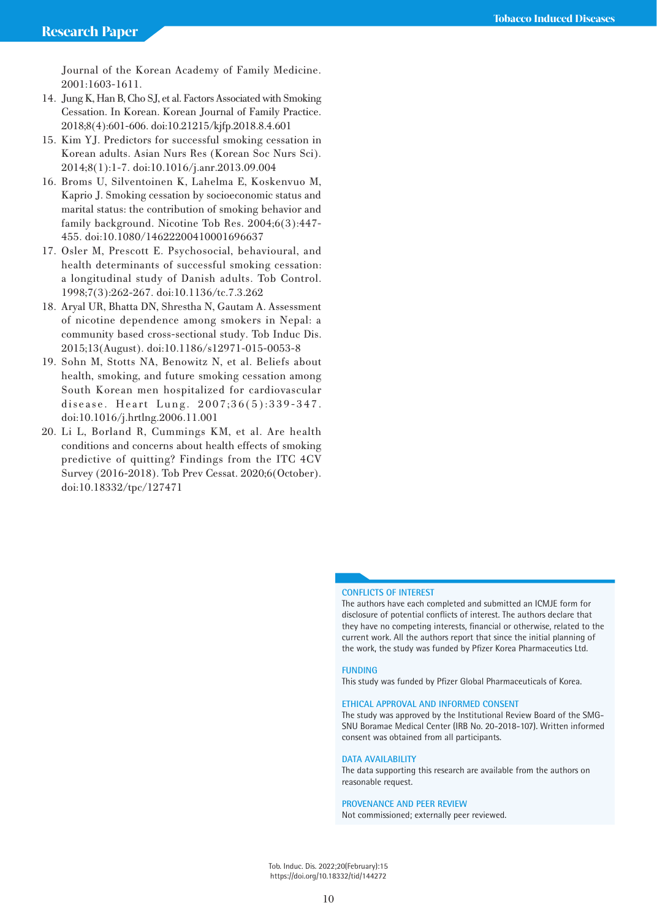Journal of the Korean Academy of Family Medicine. 2001:1603-1611.

14. Jung K, Han B, Cho SJ, et al. Factors Associated with Smoking Cessation. In Korean. Korean Journal of Family Practice. 2018;8(4):601-606. doi:10.21215/kjfp.2018.8.4.601
15. Kim YJ. Predictors for successful smoking cessation in Korean adults. Asian Nurs Res (Korean Soc Nurs Sci). 2014;8(1):1-7. doi:10.1016/j.anr.2013.09.004
16. Broms U, Silventoinen K, Lahelma E, Koskenvuo M, Kaprio J. Smoking cessation by socioeconomic status and marital status: the contribution of smoking behavior and family background. Nicotine Tob Res. 2004;6(3):447-455. doi:10.1080/14622200410001696637
17. Osler M, Prescott E. Psychosocial, behavioural, and health determinants of successful smoking cessation: a longitudinal study of Danish adults. Tob Control. 1998;7(3):262-267. doi:10.1136/tc.7.3.262
18. Aryal UR, Bhatta DN, Shrestha N, Gautam A. Assessment of nicotine dependence among smokers in Nepal: a community based cross-sectional study. Tob Induc Dis. 2015;13(August). doi:10.1186/s12971-015-0053-8
19. Sohn M, Stotts NA, Benowitz N, et al. Beliefs about health, smoking, and future smoking cessation among South Korean men hospitalized for cardiovascular disease. Heart Lung. 2007;36(5):339-347. doi:10.1016/j.hrtlng.2006.11.001
20. Li L, Borland R, Cummings KM, et al. Are health conditions and concerns about health effects of smoking predictive of quitting? Findings from the ITC 4CV Survey (2016-2018). Tob Prev Cessat. 2020;6(October). doi:10.18332/tpc/127471

### CONFLICTS OF INTEREST

The authors have each completed and submitted an ICMJE form for disclosure of potential conflicts of interest. The authors declare that they have no competing interests, financial or otherwise, related to the current work. All the authors report that since the initial planning of the work, the study was funded by Pfizer Korea Pharmaceutics Ltd.

### FUNDING

This study was funded by Pfizer Global Pharmaceuticals of Korea.

### ETHICAL APPROVAL AND INFORMED CONSENT

The study was approved by the Institutional Review Board of the SMG-SNU Boramae Medical Center (IRB No. 20-2018-107). Written informed consent was obtained from all participants.

### DATA AVAILABILITY

The data supporting this research are available from the authors on reasonable request.

### PROVENANCE AND PEER REVIEW

Not commissioned; externally peer reviewed.